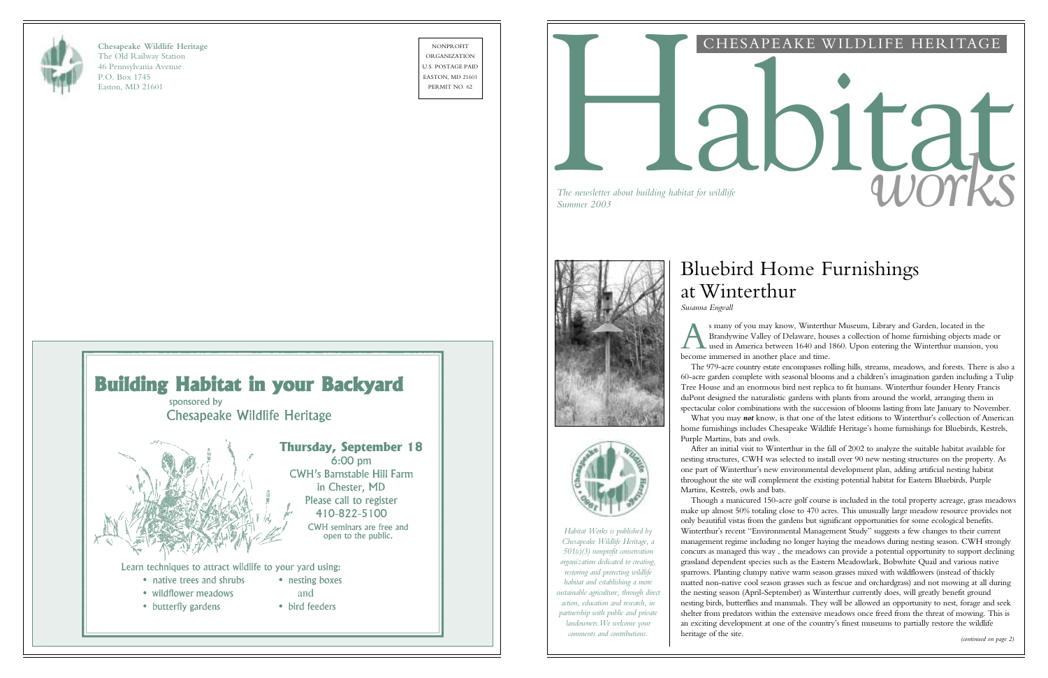**Chesapeake Wildlife Heritage**
The Old Railway Station
46 Pennsylvania Avenue
P.O. Box 1745
Easton, MD 21601

NONPROFIT
ORGANIZATION
U.S. POSTAGE PAID
EASTON, MD 21601
PERMIT NO. 62

# Building Habitat in your Backyard

sponsored by
Chesapeake Wildlife Heritage

**Thursday, September 18**
6:00 pm
CWH's Barnstable Hill Farm
in Chester, MD
Please call to register
410-822-5100

CWH seminars are free and open to the public.

Learn techniques to attract wildlife to your yard using:

- native trees and shrubs
- wildflower meadows
- butterfly gardens
- nesting boxes
- and
- bird feeders

CHESAPEAKE WILDLIFE HERITAGE

# Habitat works

*The newsletter about building habitat for wildlife*
*Summer 2003*

*Habitat Works is published by Chesapeake Wildlife Heritage, a 501(c)(3) nonprofit conservation organization dedicated to creating, restoring and protecting wildlife habitat and establishing a more sustainable agriculture, through direct action, education and research, in partnership with public and private landowners. We welcome your comments and contributions.*

## Bluebird Home Furnishings at Winterthur

*Susanna Engvall*

As many of you may know, Winterthur Museum, Library and Garden, located in the Brandywine Valley of Delaware, houses a collection of home furnishing objects made or used in America between 1640 and 1860. Upon entering the Winterthur mansion, you become immersed in another place and time.

The 979-acre country estate encompasses rolling hills, streams, meadows, and forests. There is also a 60-acre garden complete with seasonal blooms and a children's imagination garden including a Tulip Tree House and an enormous bird nest replica to fit humans. Winterthur founder Henry Francis duPont designed the naturalistic gardens with plants from around the world, arranging them in spectacular color combinations with the succession of blooms lasting from late January to November.

What you may ***not*** know, is that one of the latest editions to Winterthur's collection of American home furnishings includes Chesapeake Wildlife Heritage's home furnishings for Bluebirds, Kestrels, Purple Martins, bats and owls.

After an initial visit to Winterthur in the fall of 2002 to analyze the suitable habitat available for nesting structures, CWH was selected to install over 90 new nesting structures on the property. As one part of Winterthur's new environmental development plan, adding artificial nesting habitat throughout the site will complement the existing potential habitat for Eastern Bluebirds, Purple Martins, Kestrels, owls and bats.

Though a manicured 150-acre golf course is included in the total property acreage, grass meadows make up almost 50% totaling close to 470 acres. This unusually large meadow resource provides not only beautiful vistas from the gardens but significant opportunities for some ecological benefits. Winterthur's recent "Environmental Management Study" suggests a few changes to their current management regime including no longer haying the meadows during nesting season. CWH strongly concurs as managed this way , the meadows can provide a potential opportunity to support declining grassland dependent species such as the Eastern Meadowlark, Bobwhite Quail and various native sparrows. Planting clumpy native warm season grasses mixed with wildflowers (instead of thickly matted non-native cool season grasses such as fescue and orchardgrass) and not mowing at all during the nesting season (April-September) as Winterthur currently does, will greatly benefit ground nesting birds, butterflies and mammals. They will be allowed an opportunity to nest, forage and seek shelter from predators within the extensive meadows once freed from the threat of mowing. This is an exciting development at one of the country's finest museums to partially restore the wildlife heritage of the site.

*(continued on page 2)*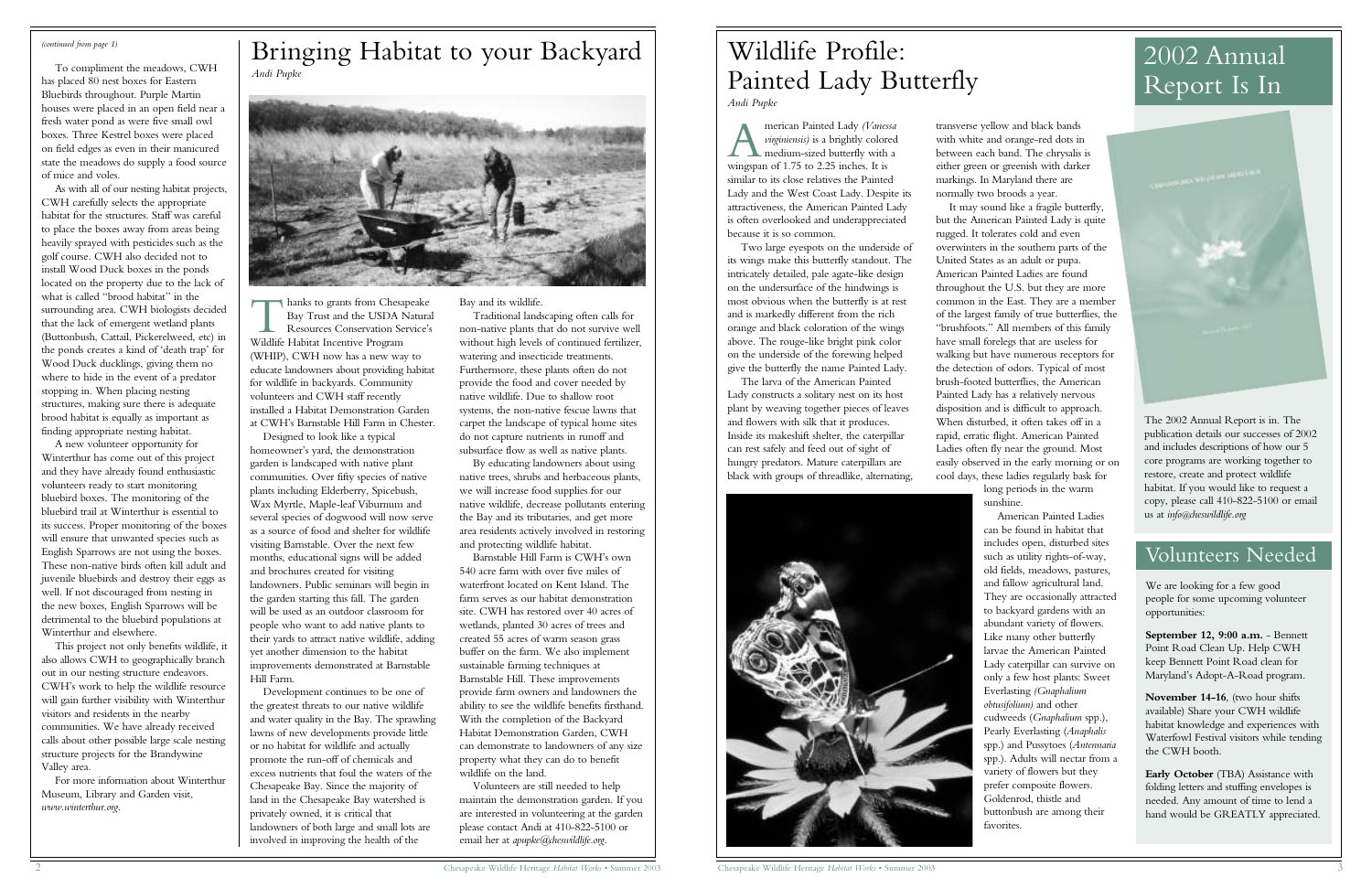*(continued from page 1)*

To compliment the meadows, CWH has placed 80 nest boxes for Eastern Bluebirds throughout. Purple Martin houses were placed in an open field near a fresh water pond as were five small owl boxes. Three Kestrel boxes were placed on field edges as even in their manicured state the meadows do supply a food source of mice and voles.

As with all of our nesting habitat projects, CWH carefully selects the appropriate habitat for the structures. Staff was careful to place the boxes away from areas being heavily sprayed with pesticides such as the golf course. CWH also decided not to install Wood Duck boxes in the ponds located on the property due to the lack of what is called "brood habitat" in the surrounding area. CWH biologists decided that the lack of emergent wetland plants (Buttonbush, Cattail, Pickerelweed, etc) in the ponds creates a kind of 'death trap' for Wood Duck ducklings, giving them no where to hide in the event of a predator stopping in. When placing nesting structures, making sure there is adequate brood habitat is equally as important as finding appropriate nesting habitat.

A new volunteer opportunity for Winterthur has come out of this project and they have already found enthusiastic volunteers ready to start monitoring bluebird boxes. The monitoring of the bluebird trail at Winterthur is essential to its success. Proper monitoring of the boxes will ensure that unwanted species such as English Sparrows are not using the boxes. These non-native birds often kill adult and juvenile bluebirds and destroy their eggs as well. If not discouraged from nesting in the new boxes, English Sparrows will be detrimental to the bluebird populations at Winterthur and elsewhere.

This project not only benefits wildlife, it also allows CWH to geographically branch out in our nesting structure endeavors. CWH's work to help the wildlife resource will gain further visibility with Winterthur visitors and residents in the nearby communities. We have already received calls about other possible large scale nesting structure projects for the Brandywine Valley area.

For more information about Winterthur Museum, Library and Garden visit, *www.winterthur.org*.

# Bringing Habitat to your Backyard

*Andi Pupke*

Thanks to grants from Chesapeake Bay Trust and the USDA Natural Resources Conservation Service's Wildlife Habitat Incentive Program (WHIP), CWH now has a new way to educate landowners about providing habitat for wildlife in backyards. Community volunteers and CWH staff recently installed a Habitat Demonstration Garden at CWH's Barnstable Hill Farm in Chester.

Designed to look like a typical homeowner's yard, the demonstration garden is landscaped with native plant communities. Over fifty species of native plants including Elderberry, Spicebush, Wax Myrtle, Maple-leaf Viburnum and several species of dogwood will now serve as a source of food and shelter for wildlife visiting Barnstable. Over the next few months, educational signs will be added and brochures created for visiting landowners. Public seminars will begin in the garden starting this fall. The garden will be used as an outdoor classroom for people who want to add native plants to their yards to attract native wildlife, adding yet another dimension to the habitat improvements demonstrated at Barnstable Hill Farm.

Development continues to be one of the greatest threats to our native wildlife and water quality in the Bay. The sprawling lawns of new developments provide little or no habitat for wildlife and actually promote the run-off of chemicals and excess nutrients that foul the waters of the Chesapeake Bay. Since the majority of land in the Chesapeake Bay watershed is privately owned, it is critical that landowners of both large and small lots are involved in improving the health of the Bay and its wildlife.

Traditional landscaping often calls for non-native plants that do not survive well without high levels of continued fertilizer, watering and insecticide treatments. Furthermore, these plants often do not provide the food and cover needed by native wildlife. Due to shallow root systems, the non-native fescue lawns that carpet the landscape of typical home sites do not capture nutrients in runoff and subsurface flow as well as native plants.

By educating landowners about using native trees, shrubs and herbaceous plants, we will increase food supplies for our native wildlife, decrease pollutants entering the Bay and its tributaries, and get more area residents actively involved in restoring and protecting wildlife habitat.

Barnstable Hill Farm is CWH's own 540 acre farm with over five miles of waterfront located on Kent Island. The farm serves as our habitat demonstration site. CWH has restored over 40 acres of wetlands, planted 30 acres of trees and created 55 acres of warm season grass buffer on the farm. We also implement sustainable farming techniques at Barnstable Hill. These improvements provide farm owners and landowners the ability to see the wildlife benefits firsthand. With the completion of the Backyard Habitat Demonstration Garden, CWH can demonstrate to landowners of any size property what they can do to benefit wildlife on the land.

Volunteers are still needed to help maintain the demonstration garden. If you are interested in volunteering at the garden please contact Andi at 410-822-5100 or email her at *apupke@cheswildlife.org*.

# Wildlife Profile: Painted Lady Butterfly

*Andi Pupke*

American Painted Lady *(Vanessa virginiensis)* is a brightly colored medium-sized butterfly with a wingspan of 1.75 to 2.25 inches. It is similar to its close relatives the Painted Lady and the West Coast Lady. Despite its attractiveness, the American Painted Lady is often overlooked and underappreciated because it is so common.

Two large eyespots on the underside of its wings make this butterfly standout. The intricately detailed, pale agate-like design on the undersurface of the hindwings is most obvious when the butterfly is at rest and is markedly different from the rich orange and black coloration of the wings above. The rouge-like bright pink color on the underside of the forewing helped give the butterfly the name Painted Lady.

The larva of the American Painted Lady constructs a solitary nest on its host plant by weaving together pieces of leaves and flowers with silk that it produces. Inside its makeshift shelter, the caterpillar can rest safely and feed out of sight of hungry predators. Mature caterpillars are black with groups of threadlike, alternating, transverse yellow and black bands with white and orange-red dots in between each band. The chrysalis is either green or greenish with darker markings. In Maryland there are normally two broods a year.

It may sound like a fragile butterfly, but the American Painted Lady is quite rugged. It tolerates cold and even overwinters in the southern parts of the United States as an adult or pupa. American Painted Ladies are found throughout the U.S. but they are more common in the East. They are a member of the largest family of true butterflies, the "brushfoots." All members of this family have small forelegs that are useless for walking but have numerous receptors for the detection of odors. Typical of most brush-footed butterflies, the American Painted Lady has a relatively nervous disposition and is difficult to approach. When disturbed, it often takes off in a rapid, erratic flight. American Painted Ladies often fly near the ground. Most easily observed in the early morning or on cool days, these ladies regularly bask for long periods in the warm sunshine.

American Painted Ladies can be found in habitat that includes open, disturbed sites such as utility rights-of-way, old fields, meadows, pastures, and fallow agricultural land. They are occasionally attracted to backyard gardens with an abundant variety of flowers. Like many other butterfly larvae the American Painted Lady caterpillar can survive on only a few host plants: Sweet Everlasting *(Gnaphalium obtusifolium)* and other cudweeds (*Gnaphalium* spp.), Pearly Everlasting (*Anaphalis* spp.) and Pussytoes (*Antennaria* spp.). Adults will nectar from a variety of flowers but they prefer composite flowers. Goldenrod, thistle and buttonbush are among their favorites.

# 2002 Annual Report Is In

The 2002 Annual Report is in. The publication details our successes of 2002 and includes descriptions of how our 5 core programs are working together to restore, create and protect wildlife habitat. If you would like to request a copy, please call 410-822-5100 or email us at *info@cheswildlife.org*

# Volunteers Needed

We are looking for a few good people for some upcoming volunteer opportunities:

**September 12, 9:00 a.m.** - Bennett Point Road Clean Up. Help CWH keep Bennett Point Road clean for Maryland's Adopt-A-Road program.

**November 14-16**, (two hour shifts available) Share your CWH wildlife habitat knowledge and experiences with Waterfowl Festival visitors while tending the CWH booth.

**Early October** (TBA) Assistance with folding letters and stuffing envelopes is needed. Any amount of time to lend a hand would be GREATLY appreciated.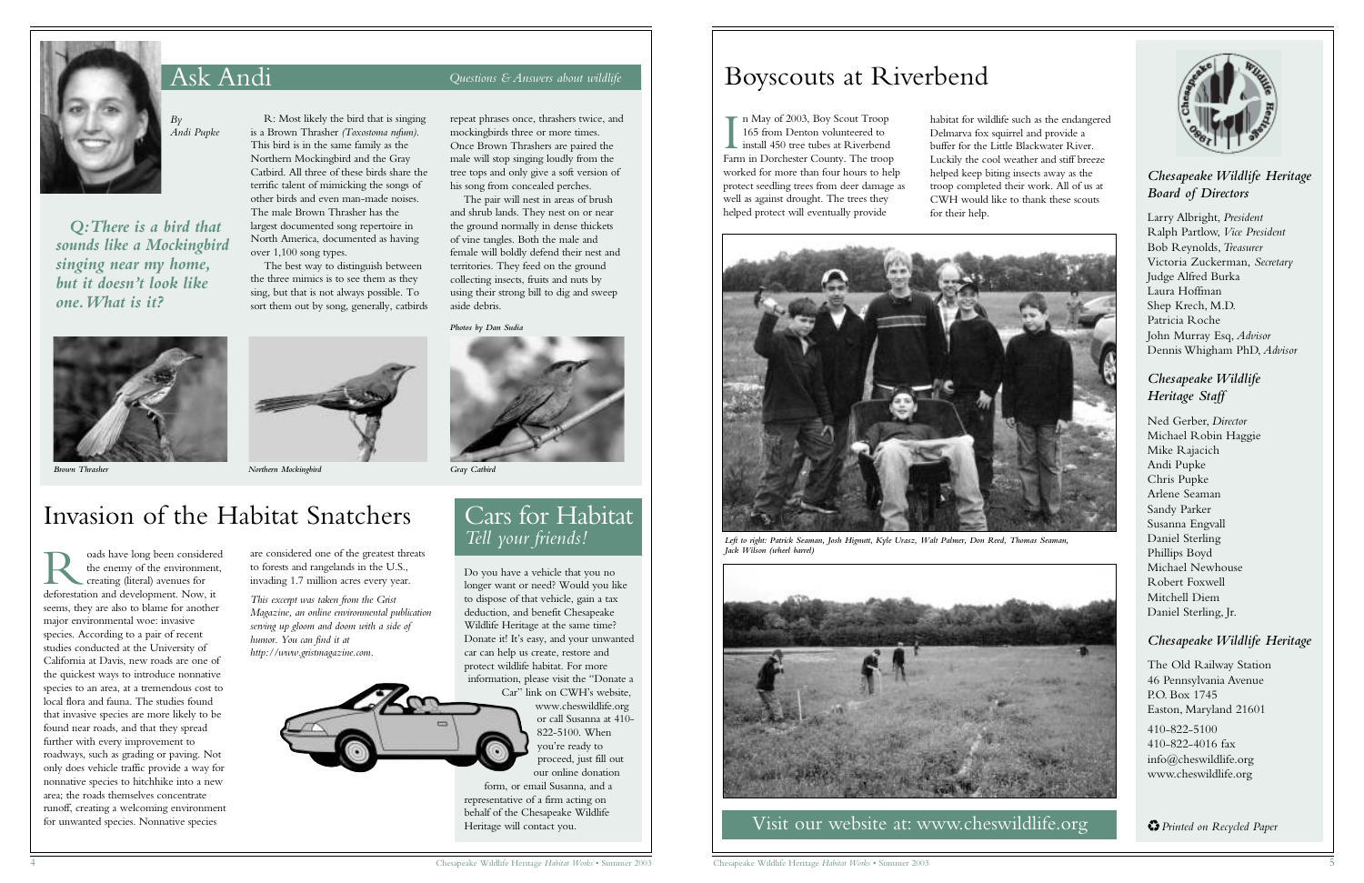# Ask Andi

*Questions & Answers about wildlife*

*By Andi Pupke*

***Q: There is a bird that sounds like a Mockingbird singing near my home, but it doesn't look like one. What is it?***

R: Most likely the bird that is singing is a Brown Thrasher *(Toxostoma rufum)*. This bird is in the same family as the Northern Mockingbird and the Gray Catbird. All three of these birds share the terrific talent of mimicking the songs of other birds and even man-made noises. The male Brown Thrasher has the largest documented song repertoire in North America, documented as having over 1,100 song types.

The best way to distinguish between the three mimics is to see them as they sing, but that is not always possible. To sort them out by song, generally, catbirds repeat phrases once, thrashers twice, and mockingbirds three or more times. Once Brown Thrashers are paired the male will stop singing loudly from the tree tops and only give a soft version of his song from concealed perches.

The pair will nest in areas of brush and shrub lands. They nest on or near the ground normally in dense thickets of vine tangles. Both the male and female will boldly defend their nest and territories. They feed on the ground collecting insects, fruits and nuts by using their strong bill to dig and sweep aside debris.

*Photos by Dan Sudia*

*Brown Thrasher*

*Northern Mockingbird*

*Gray Catbird*

# Invasion of the Habitat Snatchers

Roads have long been considered the enemy of the environment, creating (literal) avenues for deforestation and development. Now, it seems, they are also to blame for another major environmental woe: invasive species. According to a pair of recent studies conducted at the University of California at Davis, new roads are one of the quickest ways to introduce nonnative species to an area, at a tremendous cost to local flora and fauna. The studies found that invasive species are more likely to be found near roads, and that they spread further with every improvement to roadways, such as grading or paving. Not only does vehicle traffic provide a way for nonnative species to hitchhike into a new area; the roads themselves concentrate runoff, creating a welcoming environment for unwanted species. Nonnative species are considered one of the greatest threats to forests and rangelands in the U.S., invading 1.7 million acres every year.

*This excerpt was taken from the Grist Magazine, an online environmental publication serving up gloom and doom with a side of humor. You can find it at http://www.gristmagazine.com.*

# Cars for Habitat
*Tell your friends!*

Do you have a vehicle that you no longer want or need? Would you like to dispose of that vehicle, gain a tax deduction, and benefit Chesapeake Wildlife Heritage at the same time? Donate it! It's easy, and your unwanted car can help us create, restore and protect wildlife habitat. For more information, please visit the "Donate a Car" link on CWH's website, www.cheswildlife.org or call Susanna at 410-822-5100. When you're ready to proceed, just fill out our online donation form, or email Susanna, and a representative of a firm acting on behalf of the Chesapeake Wildlife Heritage will contact you.

# Boyscouts at Riverbend

In May of 2003, Boy Scout Troop 165 from Denton volunteered to install 450 tree tubes at Riverbend Farm in Dorchester County. The troop worked for more than four hours to help protect seedling trees from deer damage as well as against drought. The trees they helped protect will eventually provide habitat for wildlife such as the endangered Delmarva fox squirrel and provide a buffer for the Little Blackwater River. Luckily the cool weather and stiff breeze helped keep biting insects away as the troop completed their work. All of us at CWH would like to thank these scouts for their help.

*Left to right: Patrick Seaman, Josh Hignutt, Kyle Urasz, Walt Palmer, Don Reed, Thomas Seaman, Jack Wilson (wheel barrel)*

Visit our website at: www.cheswildlife.org

### *Chesapeake Wildlife Heritage Board of Directors*

Larry Albright, *President*
Ralph Partlow, *Vice President*
Bob Reynolds, *Treasurer*
Victoria Zuckerman, *Secretary*
Judge Alfred Burka
Laura Hoffman
Shep Krech, M.D.
Patricia Roche
John Murray Esq, *Advisor*
Dennis Whigham PhD, *Advisor*

### *Chesapeake Wildlife Heritage Staff*

Ned Gerber, *Director*
Michael Robin Haggie
Mike Rajacich
Andi Pupke
Chris Pupke
Arlene Seaman
Sandy Parker
Susanna Engvall
Daniel Sterling
Phillips Boyd
Michael Newhouse
Robert Foxwell
Mitchell Diem
Daniel Sterling, Jr.

### *Chesapeake Wildlife Heritage*

The Old Railway Station
46 Pennsylvania Avenue
P.O. Box 1745
Easton, Maryland 21601

410-822-5100
410-822-4016 fax
info@cheswildlife.org
www.cheswildlife.org

♻ *Printed on Recycled Paper*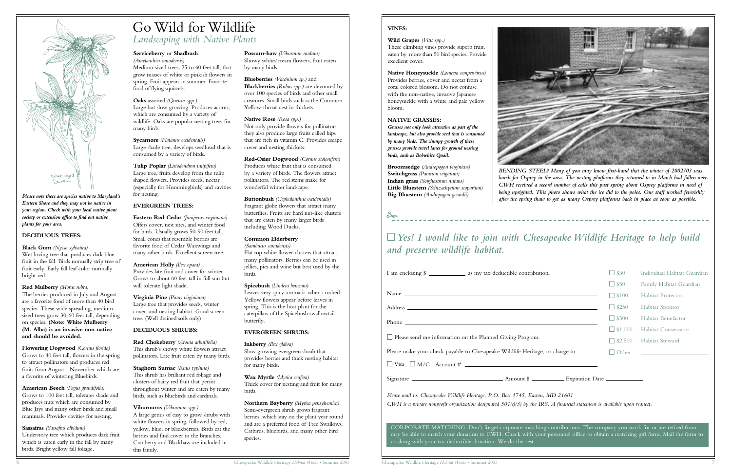# Go Wild for Wildlife

## *Landscaping with Native Plants*

*Please note these are species native to Maryland's Eastern Shore and they may not be native in your region. Check with your local native plant society or extension office to find out native plants for your area.*

### DECIDUOUS TREES:

**Black Gum** *(Nyssa sylvatica)*
Wet loving tree that produces dark blue fruit in the fall. Birds normally strip tree of fruit early. Early fall leaf color normally bright red.

**Red Mulberry** *(Morus rubra)*
The berries produced in July and August are a favorite food of more than 40 bird species. These wide spreading, medium-sized trees grow 30-60 feet tall, depending on species. **(Note: White Mulberry (M. Alba) is an invasive non-native and should be avoided.**

**Flowering Dogwood** *(Cornus florida)*
Grows to 40 feet tall, flowers in the spring to attract pollinators and produces red fruits from August - November which are a favorite of wintering Bluebirds.

**American Beech** *(Fagus grandifolia)*
Grows to 100 feet tall, tolerates shade and produces nuts which are consumed by Blue Jays and many other birds and small mammals. Provides cavities for nesting.

**Sassafras** *(Sassafras albidum)*
Understory tree which produces dark fruit which is eaten early in the fall by many birds. Bright yellow fall foliage.

**Serviceberry** or **Shadbush**
*(Amelanchier canadensis)*
Medium-sized trees, 25 to 60 feet tall, that grow masses of white or pinkish flowers in spring. Fruit appears in summer. Favorite food of flying squirrels.

**Oaks** assorted *(Quercus spp.)*
Large but slow growing. Produces acorns, which are consumed by a variety of wildlife. Oaks are popular nesting trees for many birds.

**Sycamore** *(Platanus occidentalis)*
Large shade tree, develops seedhead that is consumed by a variety of birds.

**Tulip Poplar** *(Liriodendron tulipifera)*
Large tree, fruits develop from the tulip shaped flowers. Provides seeds, nectar (especially for Hummingbirds) and cavities for nesting.

### EVERGREEN TREES:

**Eastern Red Cedar** *(Juniperus virginiana)*
Offers cover, nest sites, and winter food for birds. Usually grows 50-90 feet tall. Small cones that resemble berries are favorite food of Cedar Waxwings and many other birds. Excellent screen tree.

**American Holly** *(Ilex opaca)*
Provides late fruit and cover for winter. Grows to about 60 feet tall in full sun but will tolerate light shade.

**Virginia Pine** *(Pinus virginiana)*
Large tree that provides seeds, winter cover, and nesting habitat. Good screen tree. (Well drained soils only)

### DECIDUOUS SHRUBS:

**Red Chokeberry** *(Aronia arbutifolia)*
This shrub's showy white flowers attract pollinators. Late fruit eaten by many birds.

**Staghorn Sumac** *(Rhus typhina)*
This shrub has brilliant red foliage and clusters of hairy red fruit that persist throughout winter and are eaten by many birds, such as bluebirds and cardinals.

**Viburnums** *(Viburnum spp.)*
A large genus of easy to grow shrubs with white flowers in spring, followed by red, yellow, blue, or blackberries. Birds eat the berries and find cover in the branches. Cranberry and Blackhaw are included in this family.

**Possum-haw** *(Viburnum nudum)*
Showy white/cream flowers, fruit eaten by many birds.

**Blueberries** *(Vaccinium sp.)* and **Blackberries** *(Rubus spp.)* are devoured by over 100 species of birds and other small creatures. Small birds such as the Common Yellow-throat nest in thickets.

**Native Rose** *(Rosa spp.)*
Not only provide flowers for pollinators they also produce large fruits called hips that are rich in vitamin C. Provides escape cover and nesting thickets.

**Red-Osier Dogwood** *(Cornus stolonifera)*
Produces white fruit that is consumed by a variety of birds. The flowers attract pollinators. The red stems make for wonderful winter landscape.

**Buttonbush** *(Cephalanthus occidentalis)*
Fragrant globe flowers that attract many butterflies. Fruits are hard nut-like clusters that are eaten by many larger birds including Wood Ducks.

**Common Elderberry**
*(Sambucus canadensis)*
Flat top white flower clusters that attract many pollinators. Berries can be used in jellies, pies and wine but best used by the birds.

**Spicebush** *(Lindera benzoin)*
Leaves very spicy-aromatic when crushed. Yellow flowers appear before leaves in spring. This is the host plant for the caterpillars of the Spicebush swallowtail butterfly.

### EVERGREEN SHRUBS:

**Inkberry** *(Ilex glabra)*
Slow growing evergreen shrub that provides berries and thick nesting habitat for many birds.

**Wax Myrtle** *(Myrica cerifera)*
Thick cover for nesting and fruit for many birds.

**Northern Bayberry** *(Myrica pensylvanica)*
Semi-evergreen shrub grows fragrant berries, which stay on the plant year round and are a preferred food of Tree Swallows, Catbirds, bluebirds, and many other bird species.

### VINES:

**Wild Grapes** *(Vitis spp.)*
These climbing vines provide superb fruit, eaten by more than 50 bird species. Provide excellent cover.

**Native Honeysuckle** *(Lonicera sempervirens)*
Provides berries, cover and nectar from a coral colored blossom. Do not confuse with the non-native, invasive Japanese honeysuckle with a white and pale yellow bloom.

### NATIVE GRASSES:

***Grasses not only look attractive as part of the landscape, but also provide seed that is consumed by many birds. The clumpy growth of these grasses provide travel lanes for ground nesting birds, such as Bobwhite Quail.***

**Broomsedge** *(Andropogon virginicus)*
**Switchgrass** *(Panicum virgatum)*
**Indian grass** *(Sorghastrum nutans)*
**Little Bluestem** *(Schizachyrium scoparium)*
**Big Bluestem** *(Andropogon gerardii)*

*BENDING STEEL? Many of you may know first-hand that the winter of 2002/03 was harsh for Osprey in the area. The nesting platforms they returned to in March had fallen over. CWH received a record number of calls this past spring about Osprey platforms in need of being uprighted. This photo shows what the ice did to the poles. Our staff worked feverishly after the spring thaw to get as many Osprey platforms back in place as soon as possible.*

---

## ☐ *Yes! I would like to join with Chesapeake Wildlife Heritage to help build and preserve wildlife habitat.*

I am enclosing $ __________ as my tax deductible contribution.

Name ______________________________

Address ______________________________

Phone ______________________________

☐ Please send me information on the Planned Giving Program.

Please make your check payable to Chesapeake Wildlife Heritage, or charge to:

☐ Visa ☐ M/C Account # ______________________________

Signature ______________ Amount $ __________ Expiration Date __________

- ☐ $30 Individual Habitat Guardian
- ☐ $50 Family Habitat Guardian
- ☐ $100 Habitat Protector
- ☐ $250 Habitat Sponsor
- ☐ $500 Habitat Benefactor
- ☐ $1,000 Habitat Conservator
- ☐ $2,500 Habitat Steward
- ☐ Other __________

*Please mail to: Chesapeake Wildlife Heritage, P.O. Box 1745, Easton, MD 21601*

*CWH is a private nonprofit organization designated 501(c)(3) by the IRS. A financial statement is available upon request.*

CORPORATE MATCHING: Don't forget corporate matching contributions. The company you work for or are retired from may be able to match your donation to CWH. Check with your personnel office to obtain a matching gift form. Mail the form to us along with your tax-deductible donation. We do the rest.